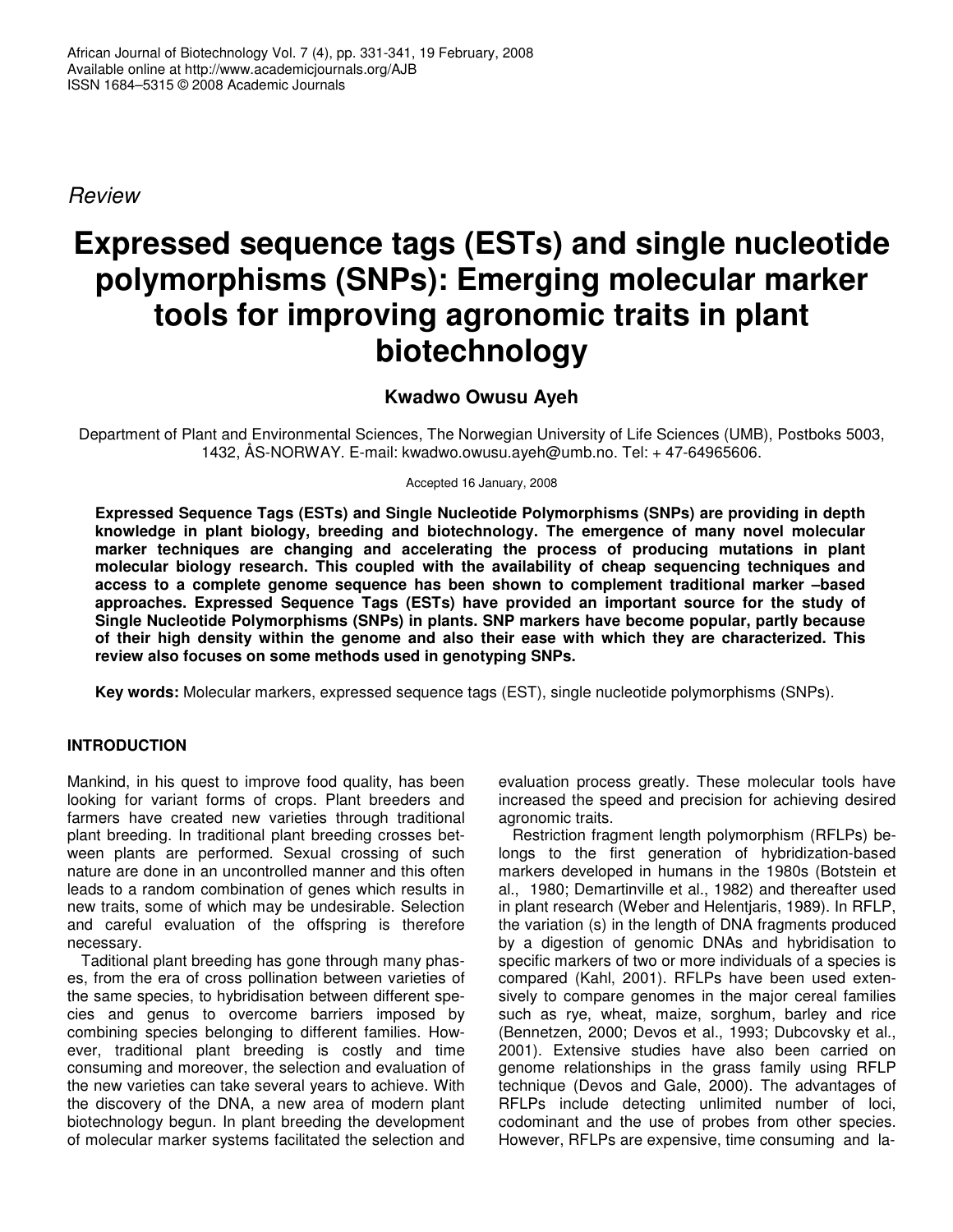*Review*

# Expressed sequence tags (ESTs) and single nucleotide polymorphisms (SNPs): Emerging molecular marker tools for improving agronomic traits in plant biotechnology

**Kwadwo Owusu Ayeh**

Department of Plant and Environmental Sciences, The Norwegian University of Life Sciences (UMB), Postboks 5003, 1432, ÅS-NORWAY. E-mail: kwadwo.owusu.ayeh@umb.no. Tel: + 47-64965606.

Accepted 16 January, 2008

**Expressed Sequence Tags (ESTs) and Single Nucleotide Polymorphisms (SNPs) are providing in depth knowledge in plant biology, breeding and biotechnology. The emergence of many novel molecular marker techniques are changing and accelerating the process of producing mutations in plant molecular biology research. This coupled with the availability of cheap sequencing techniques and access to a complete genome sequence has been shown to complement traditional marker –based approaches. Expressed Sequence Tags (ESTs) have provided an important source for the study of Single Nucleotide Polymorphisms (SNPs) in plants. SNP markers have become popular, partly because of their high density within the genome and also their ease with which they are characterized. This review also focuses on some methods used in genotyping SNPs.**

**Key words:** Molecular markers, expressed sequence tags (EST), single nucleotide polymorphisms (SNPs).

## INTRODUCTION

Mankind, in his quest to improve food quality, has been looking for variant forms of crops. Plant breeders and farmers have created new varieties through traditional plant breeding. In traditional plant breeding crosses between plants are performed. Sexual crossing of such nature are done in an uncontrolled manner and this often leads to a random combination of genes which results in new traits, some of which may be undesirable. Selection and careful evaluation of the offspring is therefore necessary.

Taditional plant breeding has gone through many phases, from the era of cross pollination between varieties of the same species, to hybridisation between different species and genus to overcome barriers imposed by combining species belonging to different families. However, traditional plant breeding is costly and time consuming and moreover, the selection and evaluation of the new varieties can take several years to achieve. With the discovery of the DNA, a new area of modern plant biotechnology begun. In plant breeding the development of molecular marker systems facilitated the selection and evaluation process greatly. These molecular tools have increased the speed and precision for achieving desired agronomic traits.

Restriction fragment length polymorphism (RFLPs) belongs to the first generation of hybridization-based markers developed in humans in the 1980s (Botstein et al., 1980; Demartinville et al., 1982) and thereafter used in plant research (Weber and Helentjaris, 1989). In RFLP, the variation (s) in the length of DNA fragments produced by a digestion of genomic DNAs and hybridisation to specific markers of two or more individuals of a species is compared (Kahl, 2001). RFLPs have been used extensively to compare genomes in the major cereal families such as rye, wheat, maize, sorghum, barley and rice (Bennetzen, 2000; Devos et al., 1993; Dubcovsky et al., 2001). Extensive studies have also been carried on genome relationships in the grass family using RFLP technique (Devos and Gale, 2000). The advantages of RFLPs include detecting unlimited number of loci, codominant and the use of probes from other species. However, RFLPs are expensive, time consuming and la-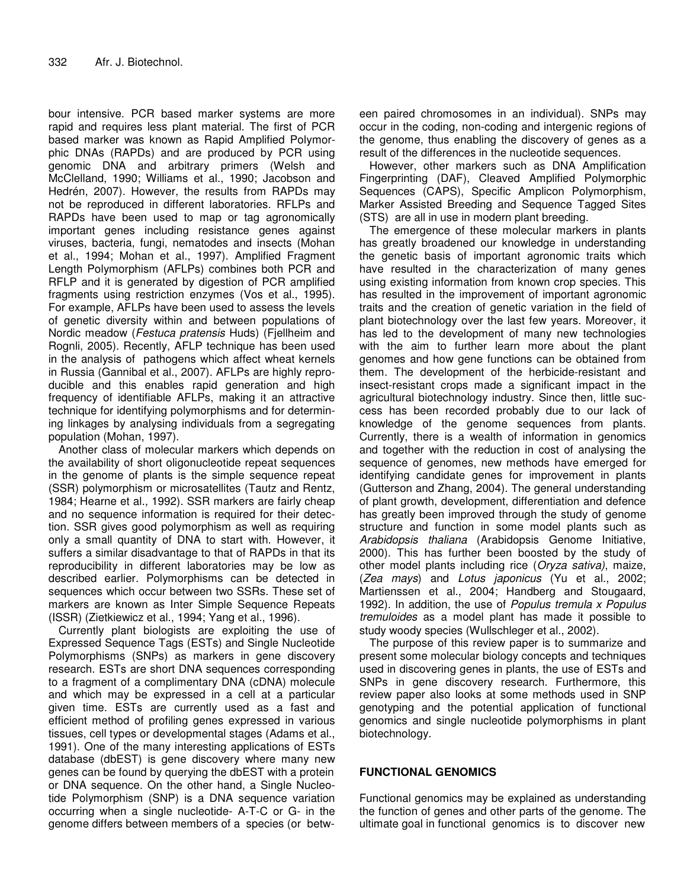bour intensive. PCR based marker systems are more rapid and requires less plant material. The first of PCR based marker was known as Rapid Amplified Polymorphic DNAs (RAPDs) and are produced by PCR using genomic DNA and arbitrary primers (Welsh and McClelland, 1990; Williams et al., 1990; Jacobson and Hedrén, 2007). However, the results from RAPDs may not be reproduced in different laboratories. RFLPs and RAPDs have been used to map or tag agronomically important genes including resistance genes against viruses, bacteria, fungi, nematodes and insects (Mohan et al., 1994; Mohan et al., 1997). Amplified Fragment Length Polymorphism (AFLPs) combines both PCR and RFLP and it is generated by digestion of PCR amplified fragments using restriction enzymes (Vos et al., 1995). For example, AFLPs have been used to assess the levels of genetic diversity within and between populations of Nordic meadow (*Festuca pratensis* Huds) (Fjellheim and Rognli, 2005). Recently, AFLP technique has been used in the analysis of pathogens which affect wheat kernels in Russia (Gannibal et al., 2007). AFLPs are highly reproducible and this enables rapid generation and high frequency of identifiable AFLPs, making it an attractive technique for identifying polymorphisms and for determining linkages by analysing individuals from a segregating population (Mohan, 1997).

Another class of molecular markers which depends on the availability of short oligonucleotide repeat sequences in the genome of plants is the simple sequence repeat (SSR) polymorphism or microsatellites (Tautz and Rentz, 1984; Hearne et al., 1992). SSR markers are fairly cheap and no sequence information is required for their detection. SSR gives good polymorphism as well as requiring only a small quantity of DNA to start with. However, it suffers a similar disadvantage to that of RAPDs in that its reproducibility in different laboratories may be low as described earlier. Polymorphisms can be detected in sequences which occur between two SSRs. These set of markers are known as Inter Simple Sequence Repeats (ISSR) (Zietkiewicz et al., 1994; Yang et al., 1996).

Currently plant biologists are exploiting the use of Expressed Sequence Tags (ESTs) and Single Nucleotide Polymorphisms (SNPs) as markers in gene discovery research. ESTs are short DNA sequences corresponding to a fragment of a complimentary DNA (cDNA) molecule and which may be expressed in a cell at a particular given time. ESTs are currently used as a fast and efficient method of profiling genes expressed in various tissues, cell types or developmental stages (Adams et al., 1991). One of the many interesting applications of ESTs database (dbEST) is gene discovery where many new genes can be found by querying the dbEST with a protein or DNA sequence. On the other hand, a Single Nucleotide Polymorphism (SNP) is a DNA sequence variation occurring when a single nucleotide- A-T-C or G- in the genome differs between members of a species (or between paired chromosomes in an individual). SNPs may occur in the coding, non-coding and intergenic regions of the genome, thus enabling the discovery of genes as a result of the differences in the nucleotide sequences.

However, other markers such as DNA Amplification Fingerprinting (DAF), Cleaved Amplified Polymorphic Sequences (CAPS), Specific Amplicon Polymorphism, Marker Assisted Breeding and Sequence Tagged Sites (STS) are all in use in modern plant breeding.

The emergence of these molecular markers in plants has greatly broadened our knowledge in understanding the genetic basis of important agronomic traits which have resulted in the characterization of many genes using existing information from known crop species. This has resulted in the improvement of important agronomic traits and the creation of genetic variation in the field of plant biotechnology over the last few years. Moreover, it has led to the development of many new technologies with the aim to further learn more about the plant genomes and how gene functions can be obtained from them. The development of the herbicide-resistant and insect-resistant crops made a significant impact in the agricultural biotechnology industry. Since then, little success has been recorded probably due to our lack of knowledge of the genome sequences from plants. Currently, there is a wealth of information in genomics and together with the reduction in cost of analysing the sequence of genomes, new methods have emerged for identifying candidate genes for improvement in plants (Gutterson and Zhang, 2004). The general understanding of plant growth, development, differentiation and defence has greatly been improved through the study of genome structure and function in some model plants such as *Arabidopsis thaliana* (Arabidopsis Genome Initiative, 2000). This has further been boosted by the study of other model plants including rice (*Oryza sativa)*, maize, (*Zea mays*) and *Lotus japonicus* (Yu et al., 2002; Martienssen et al., 2004; Handberg and Stougaard, 1992). In addition, the use of *Populus tremula x Populus tremuloides* as a model plant has made it possible to study woody species (Wullschleger et al., 2002).

The purpose of this review paper is to summarize and present some molecular biology concepts and techniques used in discovering genes in plants, the use of ESTs and SNPs in gene discovery research. Furthermore, this review paper also looks at some methods used in SNP genotyping and the potential application of functional genomics and single nucleotide polymorphisms in plant biotechnology.

## FUNCTIONAL GENOMICS

Functional genomics may be explained as understanding the function of genes and other parts of the genome. The ultimate goal in functional genomics is to discover new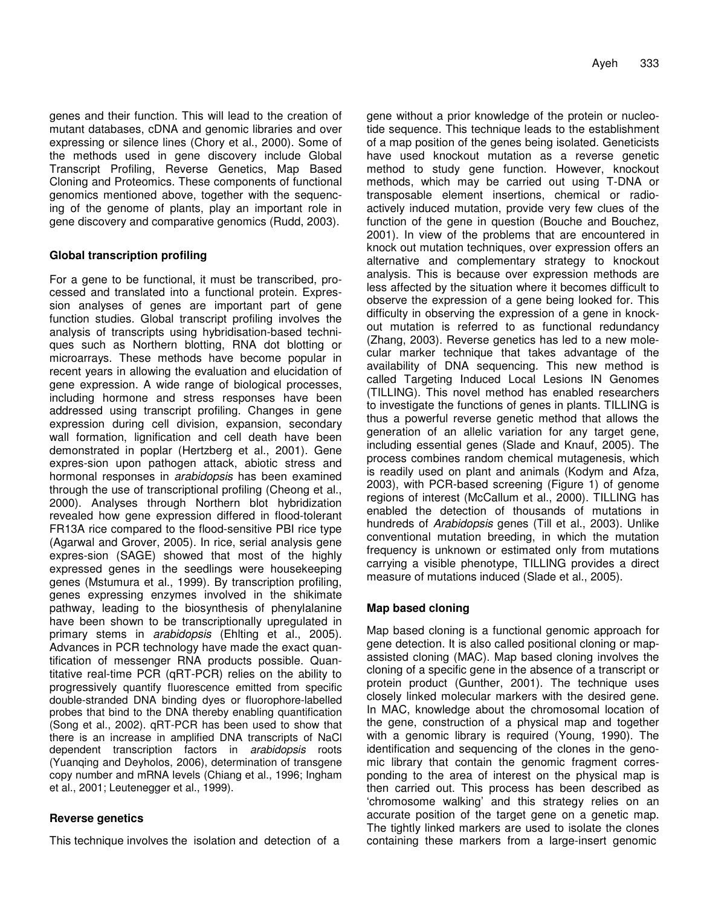genes and their function. This will lead to the creation of mutant databases, cDNA and genomic libraries and over expressing or silence lines (Chory et al., 2000). Some of the methods used in gene discovery include Global Transcript Profiling, Reverse Genetics, Map Based Cloning and Proteomics. These components of functional genomics mentioned above, together with the sequencing of the genome of plants, play an important role in gene discovery and comparative genomics (Rudd, 2003).

### Global transcription profiling

For a gene to be functional, it must be transcribed, processed and translated into a functional protein. Expression analyses of genes are important part of gene function studies. Global transcript profiling involves the analysis of transcripts using hybridisation-based techniques such as Northern blotting, RNA dot blotting or microarrays. These methods have become popular in recent years in allowing the evaluation and elucidation of gene expression. A wide range of biological processes, including hormone and stress responses have been addressed using transcript profiling. Changes in gene expression during cell division, expansion, secondary wall formation, lignification and cell death have been demonstrated in poplar (Hertzberg et al., 2001). Gene expres-sion upon pathogen attack, abiotic stress and hormonal responses in *arabidopsis* has been examined through the use of transcriptional profiling (Cheong et al., 2000). Analyses through Northern blot hybridization revealed how gene expression differed in flood-tolerant FR13A rice compared to the flood-sensitive PBI rice type (Agarwal and Grover, 2005). In rice, serial analysis gene expres-sion (SAGE) showed that most of the highly expressed genes in the seedlings were housekeeping genes (Mstumura et al., 1999). By transcription profiling, genes expressing enzymes involved in the shikimate pathway, leading to the biosynthesis of phenylalanine have been shown to be transcriptionally upregulated in primary stems in *arabidopsis* (Ehlting et al., 2005). Advances in PCR technology have made the exact quantification of messenger RNA products possible. Quantitative real-time PCR (qRT-PCR) relies on the ability to progressively quantify fluorescence emitted from specific double-stranded DNA binding dyes or fluorophore-labelled probes that bind to the DNA thereby enabling quantification (Song et al., 2002). qRT-PCR has been used to show that there is an increase in amplified DNA transcripts of NaCl dependent transcription factors in *arabidopsis* roots (Yuanqing and Deyholos, 2006), determination of transgene copy number and mRNA levels (Chiang et al., 1996; Ingham et al., 2001; Leutenegger et al., 1999).

### Reverse genetics

This technique involves the isolation and detection of a gene without a prior knowledge of the protein or nucleotide sequence. This technique leads to the establishment of a map position of the genes being isolated. Geneticists have used knockout mutation as a reverse genetic method to study gene function. However, knockout methods, which may be carried out using T-DNA or transposable element insertions, chemical or radioactively induced mutation, provide very few clues of the function of the gene in question (Bouche and Bouchez, 2001). In view of the problems that are encountered in knock out mutation techniques, over expression offers an alternative and complementary strategy to knockout analysis. This is because over expression methods are less affected by the situation where it becomes difficult to observe the expression of a gene being looked for. This difficulty in observing the expression of a gene in knockout mutation is referred to as functional redundancy (Zhang, 2003). Reverse genetics has led to a new molecular marker technique that takes advantage of the availability of DNA sequencing. This new method is called Targeting Induced Local Lesions IN Genomes (TILLING). This novel method has enabled researchers to investigate the functions of genes in plants. TILLING is thus a powerful reverse genetic method that allows the generation of an allelic variation for any target gene, including essential genes (Slade and Knauf, 2005). The process combines random chemical mutagenesis, which is readily used on plant and animals (Kodym and Afza, 2003), with PCR-based screening (Figure 1) of genome regions of interest (McCallum et al., 2000). TILLING has enabled the detection of thousands of mutations in hundreds of *Arabidopsis* genes (Till et al., 2003). Unlike conventional mutation breeding, in which the mutation frequency is unknown or estimated only from mutations carrying a visible phenotype, TILLING provides a direct measure of mutations induced (Slade et al., 2005).

### Map based cloning

Map based cloning is a functional genomic approach for gene detection. It is also called positional cloning or map-assisted cloning (MAC). Map based cloning involves the cloning of a specific gene in the absence of a transcript or protein product (Gunther, 2001). The technique uses closely linked molecular markers with the desired gene. In MAC, knowledge about the chromosomal location of the gene, construction of a physical map and together with a genomic library is required (Young, 1990). The identification and sequencing of the clones in the genomic library that contain the genomic fragment corresponding to the area of interest on the physical map is then carried out. This process has been described as 'chromosome walking' and this strategy relies on an accurate position of the target gene on a genetic map. The tightly linked markers are used to isolate the clones containing these markers from a large-insert genomic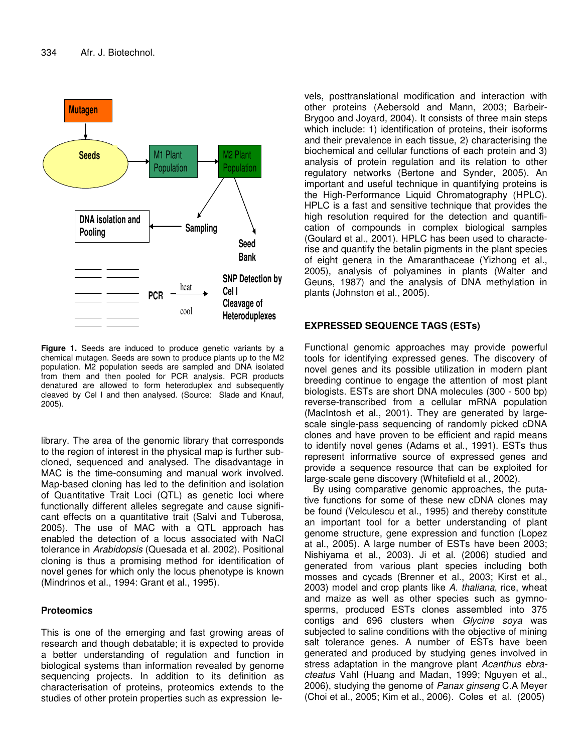Figure 1. Seeds are induced to produce genetic variants by a chemical mutagen. Seeds are sown to produce plants up to the M2 population. M2 population seeds are sampled and DNA isolated from them and then pooled for PCR analysis. PCR products denatured are allowed to form heteroduplex and subsequently cleaved by Cel I and then analysed. (Source: Slade and Knauf, 2005).

library. The area of the genomic library that corresponds to the region of interest in the physical map is further sub-cloned, sequenced and analysed. The disadvantage in MAC is the time-consuming and manual work involved. Map-based cloning has led to the definition and isolation of Quantitative Trait Loci (QTL) as genetic loci where functionally different alleles segregate and cause significant effects on a quantitative trait (Salvi and Tuberosa, 2005). The use of MAC with a QTL approach has enabled the detection of a locus associated with NaCl tolerance in *Arabidopsis* (Quesada et al. 2002). Positional cloning is thus a promising method for identification of novel genes for which only the locus phenotype is known (Mindrinos et al., 1994: Grant et al., 1995).

## Proteomics

This is one of the emerging and fast growing areas of research and though debatable; it is expected to provide a better understanding of regulation and function in biological systems than information revealed by genome sequencing projects. In addition to its definition as characterisation of proteins, proteomics extends to the studies of other protein properties such as expression levels, posttranslational modification and interaction with other proteins (Aebersold and Mann, 2003; Barbeir-Brygoo and Joyard, 2004). It consists of three main steps which include: 1) identification of proteins, their isoforms and their prevalence in each tissue, 2) characterising the biochemical and cellular functions of each protein and 3) analysis of protein regulation and its relation to other regulatory networks (Bertone and Synder, 2005). An important and useful technique in quantifying proteins is the High-Performance Liquid Chromatography (HPLC). HPLC is a fast and sensitive technique that provides the high resolution required for the detection and quantification of compounds in complex biological samples (Goulard et al., 2001). HPLC has been used to characterise and quantify the betalin pigments in the plant species of eight genera in the Amaranthaceae (Yizhong et al., 2005), analysis of polyamines in plants (Walter and Geuns, 1987) and the analysis of DNA methylation in plants (Johnston et al., 2005).

## EXPRESSED SEQUENCE TAGS (ESTs)

Functional genomic approaches may provide powerful tools for identifying expressed genes. The discovery of novel genes and its possible utilization in modern plant breeding continue to engage the attention of most plant biologists. ESTs are short DNA molecules (300 - 500 bp) reverse-transcribed from a cellular mRNA population (MacIntosh et al., 2001). They are generated by large-scale single-pass sequencing of randomly picked cDNA clones and have proven to be efficient and rapid means to identify novel genes (Adams et al., 1991). ESTs thus represent informative source of expressed genes and provide a sequence resource that can be exploited for large-scale gene discovery (Whitefield et al., 2002).

By using comparative genomic approaches, the putative functions for some of these new cDNA clones may be found (Velculescu et al., 1995) and thereby constitute an important tool for a better understanding of plant genome structure, gene expression and function (Lopez at al., 2005). A large number of ESTs have been 2003; Nishiyama et al., 2003). Ji et al. (2006) studied and generated from various plant species including both mosses and cycads (Brenner et al., 2003; Kirst et al., 2003) model and crop plants like *A. thaliana*, rice, wheat and maize as well as other species such as gymnosperms, produced ESTs clones assembled into 375 contigs and 696 clusters when *Glycine soya* was subjected to saline conditions with the objective of mining salt tolerance genes. A number of ESTs have been generated and produced by studying genes involved in stress adaptation in the mangrove plant *Acanthus ebracteatus* Vahl (Huang and Madan, 1999; Nguyen et al., 2006), studying the genome of *Panax ginseng* C.A Meyer (Choi et al., 2005; Kim et al., 2006). Coles et al. (2005)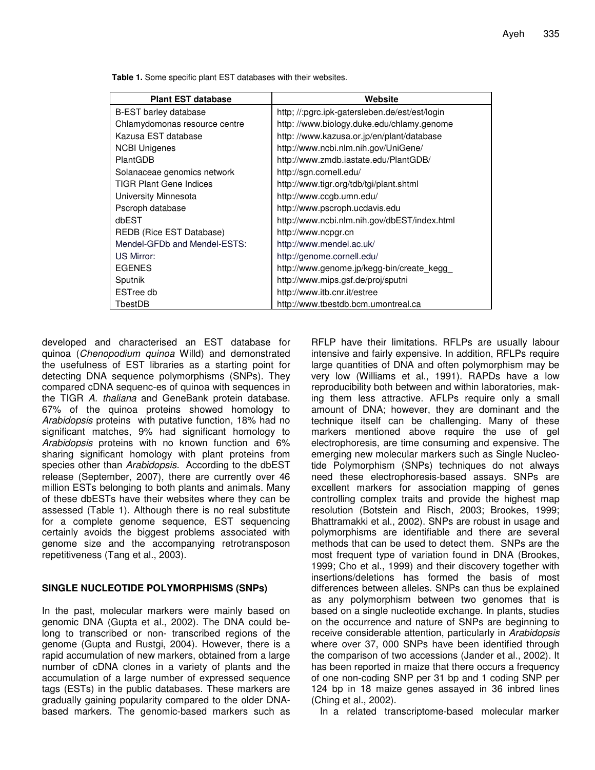**Table 1.** Some specific plant EST databases with their websites.

| Plant EST database | Website |
|---|---|
| B-EST barley database | http; //:pgrc.ipk-gatersleben.de/est/est/login |
| Chlamydomonas resource centre | http: //www.biology.duke.edu/chlamy.genome |
| Kazusa EST database | http: //www.kazusa.or.jp/en/plant/database |
| NCBI Unigenes | http://www.ncbi.nlm.nih.gov/UniGene/ |
| PlantGDB | http://www.zmdb.iastate.edu/PlantGDB/ |
| Solanaceae genomics network | http://sgn.cornell.edu/ |
| TIGR Plant Gene Indices | http://www.tigr.org/tdb/tgi/plant.shtml |
| University Minnesota | http://www.ccgb.umn.edu/ |
| Pscroph database | http://www.pscroph.ucdavis.edu |
| dbEST | http://www.ncbi.nlm.nih.gov/dbEST/index.html |
| REDB (Rice EST Database) | http://www.ncpgr.cn |
| Mendel-GFDb and Mendel-ESTS: | http://www.mendel.ac.uk/ |
| US Mirror: | http://genome.cornell.edu/ |
| EGENES | http://www.genome.jp/kegg-bin/create_kegg_ |
| Sputnik | http://www.mips.gsf.de/proj/sputni |
| ESTree db | http://www.itb.cnr.it/estree |
| TbestDB | http://www.tbestdb.bcm.umontreal.ca |

developed and characterised an EST database for quinoa (*Chenopodium quinoa* Willd) and demonstrated the usefulness of EST libraries as a starting point for detecting DNA sequence polymorphisms (SNPs). They compared cDNA sequenc-es of quinoa with sequences in the TIGR *A. thaliana* and GeneBank protein database. 67% of the quinoa proteins showed homology to *Arabidopsis* proteins with putative function, 18% had no significant matches, 9% had significant homology to *Arabidopsis* proteins with no known function and 6% sharing significant homology with plant proteins from species other than *Arabidopsis.* According to the dbEST release (September, 2007), there are currently over 46 million ESTs belonging to both plants and animals. Many of these dbESTs have their websites where they can be assessed (Table 1). Although there is no real substitute for a complete genome sequence, EST sequencing certainly avoids the biggest problems associated with genome size and the accompanying retrotransposon repetitiveness (Tang et al., 2003).

## SINGLE NUCLEOTIDE POLYMORPHISMS (SNPs)

In the past, molecular markers were mainly based on genomic DNA (Gupta et al., 2002). The DNA could be-long to transcribed or non- transcribed regions of the genome (Gupta and Rustgi, 2004). However, there is a rapid accumulation of new markers, obtained from a large number of cDNA clones in a variety of plants and the accumulation of a large number of expressed sequence tags (ESTs) in the public databases. These markers are gradually gaining popularity compared to the older DNA-based markers. The genomic-based markers such as RFLP have their limitations. RFLPs are usually labour intensive and fairly expensive. In addition, RFLPs require large quantities of DNA and often polymorphism may be very low (Williams et al., 1991). RAPDs have a low reproducibility both between and within laboratories, mak-ing them less attractive. AFLPs require only a small amount of DNA; however, they are dominant and the technique itself can be challenging. Many of these markers mentioned above require the use of gel electrophoresis, are time consuming and expensive. The emerging new molecular markers such as Single Nucleo-tide Polymorphism (SNPs) techniques do not always need these electrophoresis-based assays. SNPs are excellent markers for association mapping of genes controlling complex traits and provide the highest map resolution (Botstein and Risch, 2003; Brookes, 1999; Bhattramakki et al., 2002). SNPs are robust in usage and polymorphisms are identifiable and there are several methods that can be used to detect them. SNPs are the most frequent type of variation found in DNA (Brookes, 1999; Cho et al., 1999) and their discovery together with insertions/deletions has formed the basis of most differences between alleles. SNPs can thus be explained as any polymorphism between two genomes that is based on a single nucleotide exchange. In plants, studies on the occurrence and nature of SNPs are beginning to receive considerable attention, particularly in *Arabidopsis* where over 37, 000 SNPs have been identified through the comparison of two accessions (Jander et al., 2002). It has been reported in maize that there occurs a frequency of one non-coding SNP per 31 bp and 1 coding SNP per 124 bp in 18 maize genes assayed in 36 inbred lines (Ching et al., 2002).

In a related transcriptome-based molecular marker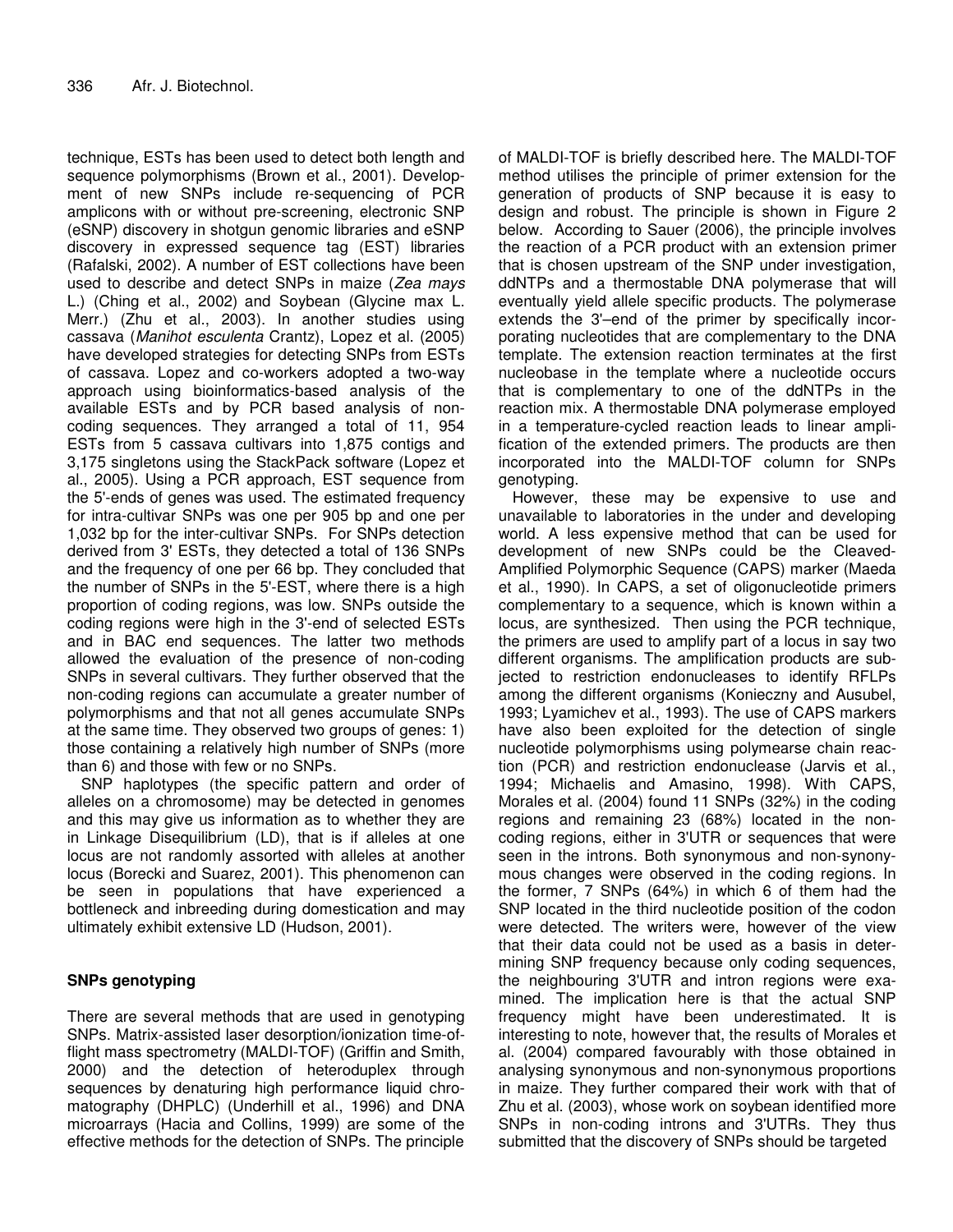technique, ESTs has been used to detect both length and sequence polymorphisms (Brown et al., 2001). Development of new SNPs include re-sequencing of PCR amplicons with or without pre-screening, electronic SNP (eSNP) discovery in shotgun genomic libraries and eSNP discovery in expressed sequence tag (EST) libraries (Rafalski, 2002). A number of EST collections have been used to describe and detect SNPs in maize (*Zea mays* L.) (Ching et al., 2002) and Soybean (Glycine max L. Merr.) (Zhu et al., 2003). In another studies using cassava (*Manihot esculenta* Crantz), Lopez et al. (2005) have developed strategies for detecting SNPs from ESTs of cassava. Lopez and co-workers adopted a two-way approach using bioinformatics-based analysis of the available ESTs and by PCR based analysis of non-coding sequences. They arranged a total of 11, 954 ESTs from 5 cassava cultivars into 1,875 contigs and 3,175 singletons using the StackPack software (Lopez et al., 2005). Using a PCR approach, EST sequence from the 5'-ends of genes was used. The estimated frequency for intra-cultivar SNPs was one per 905 bp and one per 1,032 bp for the inter-cultivar SNPs. For SNPs detection derived from 3' ESTs, they detected a total of 136 SNPs and the frequency of one per 66 bp. They concluded that the number of SNPs in the 5'-EST, where there is a high proportion of coding regions, was low. SNPs outside the coding regions were high in the 3'-end of selected ESTs and in BAC end sequences. The latter two methods allowed the evaluation of the presence of non-coding SNPs in several cultivars. They further observed that the non-coding regions can accumulate a greater number of polymorphisms and that not all genes accumulate SNPs at the same time. They observed two groups of genes: 1) those containing a relatively high number of SNPs (more than 6) and those with few or no SNPs.

SNP haplotypes (the specific pattern and order of alleles on a chromosome) may be detected in genomes and this may give us information as to whether they are in Linkage Disequilibrium (LD), that is if alleles at one locus are not randomly assorted with alleles at another locus (Borecki and Suarez, 2001). This phenomenon can be seen in populations that have experienced a bottleneck and inbreeding during domestication and may ultimately exhibit extensive LD (Hudson, 2001).

## SNPs genotyping

There are several methods that are used in genotyping SNPs. Matrix-assisted laser desorption/ionization time-of-flight mass spectrometry (MALDI-TOF) (Griffin and Smith, 2000) and the detection of heteroduplex through sequences by denaturing high performance liquid chromatography (DHPLC) (Underhill et al., 1996) and DNA microarrays (Hacia and Collins, 1999) are some of the effective methods for the detection of SNPs. The principle of MALDI-TOF is briefly described here. The MALDI-TOF method utilises the principle of primer extension for the generation of products of SNP because it is easy to design and robust. The principle is shown in Figure 2 below. According to Sauer (2006), the principle involves the reaction of a PCR product with an extension primer that is chosen upstream of the SNP under investigation, ddNTPs and a thermostable DNA polymerase that will eventually yield allele specific products. The polymerase extends the 3'–end of the primer by specifically incorporating nucleotides that are complementary to the DNA template. The extension reaction terminates at the first nucleobase in the template where a nucleotide occurs that is complementary to one of the ddNTPs in the reaction mix. A thermostable DNA polymerase employed in a temperature-cycled reaction leads to linear amplification of the extended primers. The products are then incorporated into the MALDI-TOF column for SNPs genotyping.

However, these may be expensive to use and unavailable to laboratories in the under and developing world. A less expensive method that can be used for development of new SNPs could be the Cleaved-Amplified Polymorphic Sequence (CAPS) marker (Maeda et al., 1990). In CAPS, a set of oligonucleotide primers complementary to a sequence, which is known within a locus, are synthesized. Then using the PCR technique, the primers are used to amplify part of a locus in say two different organisms. The amplification products are subjected to restriction endonucleases to identify RFLPs among the different organisms (Konieczny and Ausubel, 1993; Lyamichev et al., 1993). The use of CAPS markers have also been exploited for the detection of single nucleotide polymorphisms using polymearse chain reaction (PCR) and restriction endonuclease (Jarvis et al., 1994; Michaelis and Amasino, 1998). With CAPS, Morales et al. (2004) found 11 SNPs (32%) in the coding regions and remaining 23 (68%) located in the non-coding regions, either in 3'UTR or sequences that were seen in the introns. Both synonymous and non-synonymous changes were observed in the coding regions. In the former, 7 SNPs (64%) in which 6 of them had the SNP located in the third nucleotide position of the codon were detected. The writers were, however of the view that their data could not be used as a basis in determining SNP frequency because only coding sequences, the neighbouring 3'UTR and intron regions were examined. The implication here is that the actual SNP frequency might have been underestimated. It is interesting to note, however that, the results of Morales et al. (2004) compared favourably with those obtained in analysing synonymous and non-synonymous proportions in maize. They further compared their work with that of Zhu et al. (2003), whose work on soybean identified more SNPs in non-coding introns and 3'UTRs. They thus submitted that the discovery of SNPs should be targeted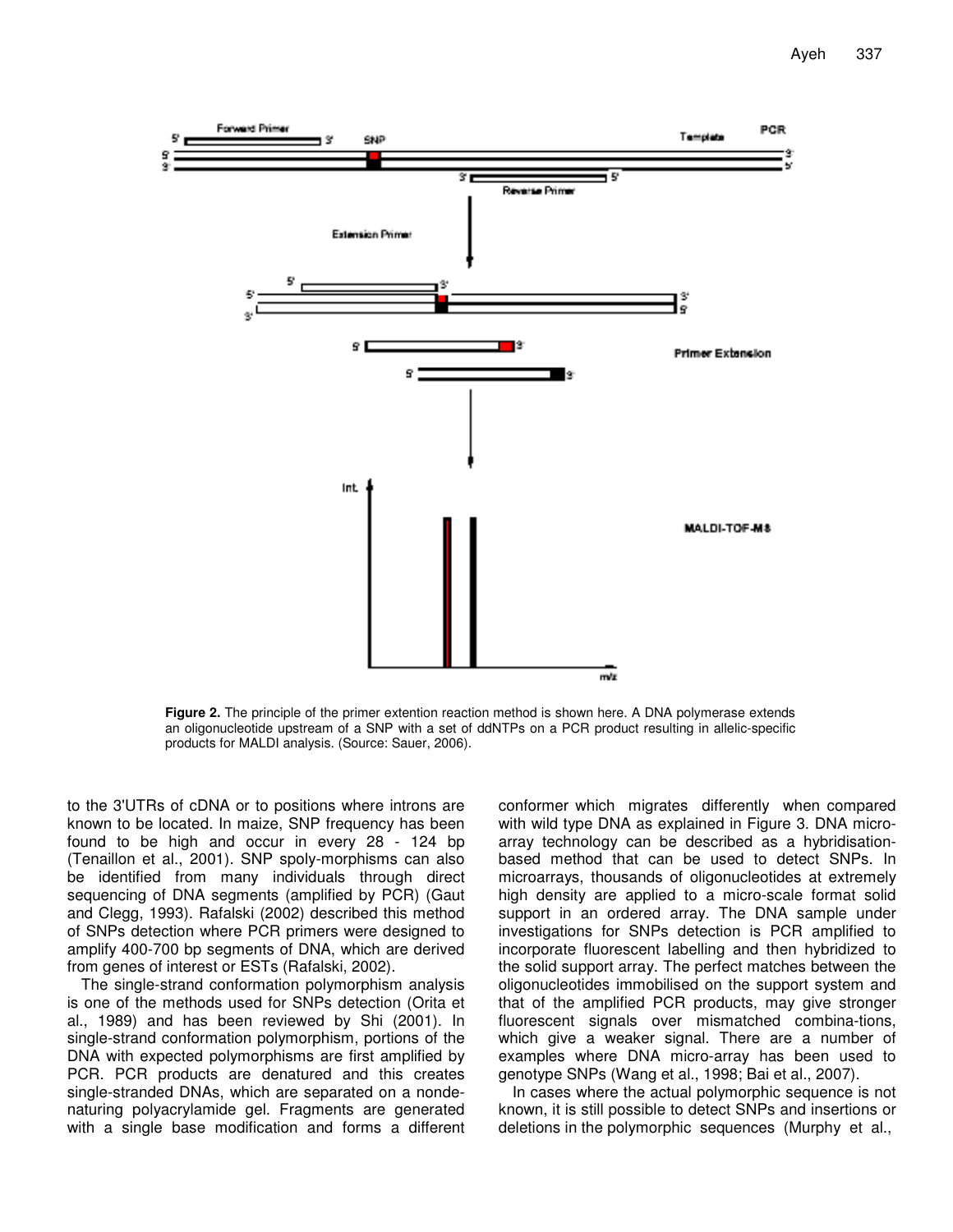**Figure 2.** The principle of the primer extention reaction method is shown here. A DNA polymerase extends an oligonucleotide upstream of a SNP with a set of ddNTPs on a PCR product resulting in allelic-specific products for MALDI analysis. (Source: Sauer, 2006).

to the 3'UTRs of cDNA or to positions where introns are known to be located. In maize, SNP frequency has been found to be high and occur in every 28 - 124 bp (Tenaillon et al., 2001). SNP spoly-morphisms can also be identified from many individuals through direct sequencing of DNA segments (amplified by PCR) (Gaut and Clegg, 1993). Rafalski (2002) described this method of SNPs detection where PCR primers were designed to amplify 400-700 bp segments of DNA, which are derived from genes of interest or ESTs (Rafalski, 2002).

The single-strand conformation polymorphism analysis is one of the methods used for SNPs detection (Orita et al., 1989) and has been reviewed by Shi (2001). In single-strand conformation polymorphism, portions of the DNA with expected polymorphisms are first amplified by PCR. PCR products are denatured and this creates single-stranded DNAs, which are separated on a nondenaturing polyacrylamide gel. Fragments are generated with a single base modification and forms a different conformer which migrates differently when compared with wild type DNA as explained in Figure 3. DNA micro-array technology can be described as a hybridisation-based method that can be used to detect SNPs. In microarrays, thousands of oligonucleotides at extremely high density are applied to a micro-scale format solid support in an ordered array. The DNA sample under investigations for SNPs detection is PCR amplified to incorporate fluorescent labelling and then hybridized to the solid support array. The perfect matches between the oligonucleotides immobilised on the support system and that of the amplified PCR products, may give stronger fluorescent signals over mismatched combina-tions, which give a weaker signal. There are a number of examples where DNA micro-array has been used to genotype SNPs (Wang et al., 1998; Bai et al., 2007).

In cases where the actual polymorphic sequence is not known, it is still possible to detect SNPs and insertions or deletions in the polymorphic sequences (Murphy et al.,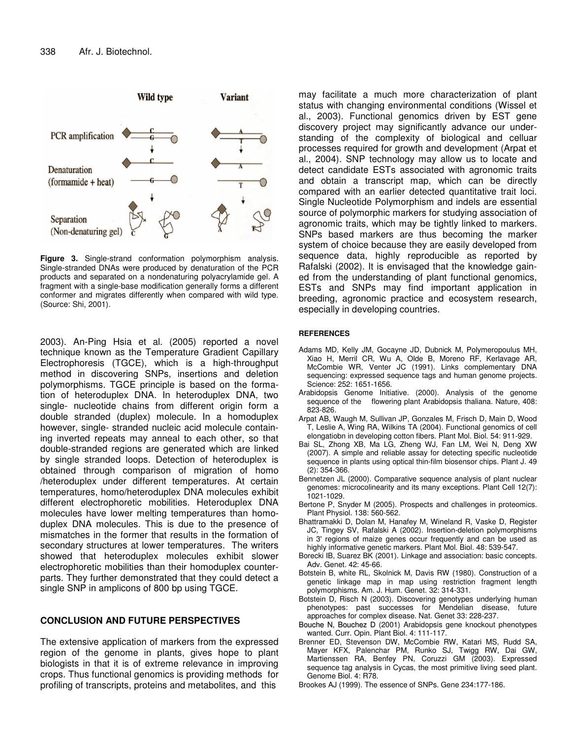**Figure 3.** Single-strand conformation polymorphism analysis. Single-stranded DNAs were produced by denaturation of the PCR products and separated on a nondenaturing polyacrylamide gel. A fragment with a single-base modification generally forms a different conformer and migrates differently when compared with wild type. (Source: Shi, 2001).

2003). An-Ping Hsia et al. (2005) reported a novel technique known as the Temperature Gradient Capillary Electrophoresis (TGCE), which is a high-throughput method in discovering SNPs, insertions and deletion polymorphisms. TGCE principle is based on the formation of heteroduplex DNA. In heteroduplex DNA, two single- nucleotide chains from different origin form a double stranded (duplex) molecule. In a homoduplex however, single- stranded nucleic acid molecule containing inverted repeats may anneal to each other, so that double-stranded regions are generated which are linked by single stranded loops. Detection of heteroduplex is obtained through comparison of migration of homo /heteroduplex under different temperatures. At certain temperatures, homo/heteroduplex DNA molecules exhibit different electrophoretic mobilities. Heteroduplex DNA molecules have lower melting temperatures than homoduplex DNA molecules. This is due to the presence of mismatches in the former that results in the formation of secondary structures at lower temperatures. The writers showed that heteroduplex molecules exhibit slower electrophoretic mobilities than their homoduplex counterparts. They further demonstrated that they could detect a single SNP in amplicons of 800 bp using TGCE.

## CONCLUSION AND FUTURE PERSPECTIVES

The extensive application of markers from the expressed region of the genome in plants, gives hope to plant biologists in that it is of extreme relevance in improving crops. Thus functional genomics is providing methods for profiling of transcripts, proteins and metabolites, and this may facilitate a much more characterization of plant status with changing environmental conditions (Wissel et al., 2003). Functional genomics driven by EST gene discovery project may significantly advance our understanding of the complexity of biological and celluar processes required for growth and development (Arpat et al., 2004). SNP technology may allow us to locate and detect candidate ESTs associated with agronomic traits and obtain a transcript map, which can be directly compared with an earlier detected quantitative trait loci. Single Nucleotide Polymorphism and indels are essential source of polymorphic markers for studying association of agronomic traits, which may be tightly linked to markers. SNPs based markers are thus becoming the marker system of choice because they are easily developed from sequence data, highly reproducible as reported by Rafalski (2002). It is envisaged that the knowledge gained from the understanding of plant functional genomics, ESTs and SNPs may find important application in breeding, agronomic practice and ecosystem research, especially in developing countries.

## REFERENCES

Adams MD, Kelly JM, Gocayne JD, Dubnick M, Polymeropoulus MH, Xiao H, Merril CR, Wu A, Olde B, Moreno RF, Kerlavage AR, McCombie WR, Venter JC (1991). Links complementary DNA sequencing: expressed sequence tags and human genome projects. Science: 252: 1651-1656.

Arabidopsis Genome Initiative. (2000). Analysis of the genome sequence of the flowering plant Arabidopsis thaliana. Nature, 408: 823-826.

Arpat AB, Waugh M, Sullivan JP, Gonzales M, Frisch D, Main D, Wood T, Leslie A, Wing RA, Wilkins TA (2004). Functional genomics of cell elongatiobn in developing cotton fibers. Plant Mol. Biol. 54: 911-929.

Bai SL, Zhong XB, Ma LG, Zheng WJ, Fan LM, Wei N, Deng XW (2007). A simple and reliable assay for detecting specific nucleotide sequence in plants using optical thin-film biosensor chips. Plant J. 49 (2): 354-366.

Bennetzen JL (2000). Comparative sequence analysis of plant nuclear genomes: microcolinearity and its many exceptions. Plant Cell 12(7): 1021-1029.

Bertone P, Snyder M (2005). Prospects and challenges in proteomics. Plant Physiol. 138: 560-562.

Bhattramakki D, Dolan M, Hanafey M, Wineland R, Vaske D, Register JC, Tingey SV, Rafalski A (2002). Insertion-deletion polymorphisms in 3' regions of maize genes occur frequently and can be used as highly informative genetic markers. Plant Mol. Biol. 48: 539-547.

Borecki IB, Suarez BK (2001). Linkage and association: basic concepts. Adv. Genet. 42: 45-66.

Botstein B, white RL, Skolnick M, Davis RW (1980). Construction of a genetic linkage map in map using restriction fragment length polymorphisms. Am. J. Hum. Genet. 32: 314-331.

Botstein D, Risch N (2003). Discovering genotypes underlying human phenotypes: past successes for Mendelian disease, future approaches for complex disease. Nat. Genet 33: 228-237.

Bouche N, Bouchez D (2001) Arabidopsis gene knockout phenotypes wanted. Curr. Opin. Plant Biol. 4: 111-117.

Brenner ED, Stevenson DW, McCombie RW, Katari MS, Rudd SA, Mayer KFX, Palenchar PM, Runko SJ, Twigg RW, Dai GW, Martienssen RA, Benfey PN, Coruzzi GM (2003). Expressed sequence tag analysis in Cycas, the most primitive living seed plant. Genome Biol. 4: R78.

Brookes AJ (1999). The essence of SNPs. Gene 234:177-186.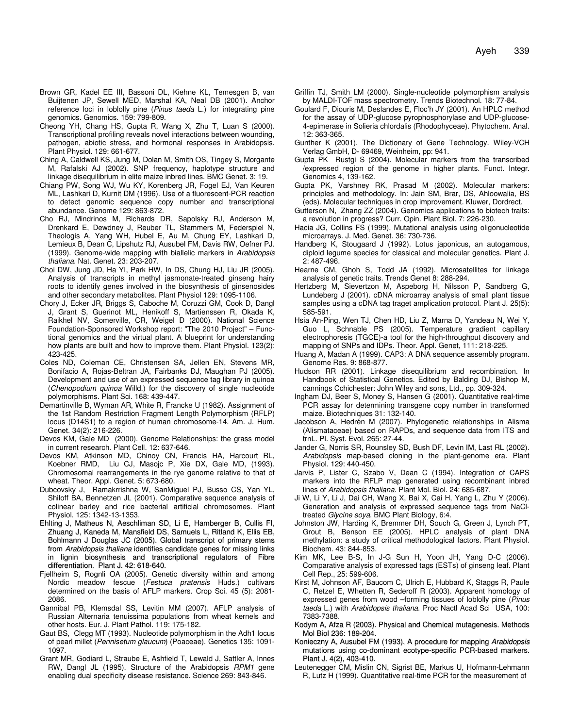Brown GR, Kadel EE III, Bassoni DL, Kiehne KL, Temesgen B, van Buijtenen JP, Sewell MED, Marshal KA, Neal DB (2001). Anchor reference loci in loblolly pine (*Pinus taeda* L.) for integrating pine genomics. Genomics. 159: 799-809.

Cheong YH, Chang HS, Gupta R, Wang X, Zhu T, Luan S (2000). Transcriptional profiling reveals novel interactions between wounding, pathogen, abiotic stress, and hormonal responses in Arabidopsis. Plant Physiol. 129: 661-677.

Ching A, Caldwell KS, Jung M, Dolan M, Smith OS, Tingey S, Morgante M, Rafalski AJ (2002). SNP frequency, haplotype structure and linkage disequilibrium in elite maize inbred lines. BMC Genet. 3: 19.

Chiang PW, Song WJ, Wu KY, Korenberg JR, Fogel EJ, Van Keuren ML, Lashkari D, Kurnit DM (1996). Use of a fluorescent-PCR reaction to detect genomic sequence copy number and transcriptional abundance. Genome 129: 863-872.

Cho RJ, Mindrinos M, Richards DR, Sapolsky RJ, Anderson M, Drenkard E, Dewdney J, Reuber TL, Stammers M, Federspiel N, Theologis A, Yang WH, Hubel E, Au M, Chung EY, Lashkari D, Lemieux B, Dean C, Lipshutz RJ, Ausubel FM, Davis RW, Oefner PJ. (1999). Genome-wide mapping with biallelic markers in *Arabidopsis thaliana*. Nat. Genet. 23: 203-207.

Choi DW, Jung JD, Ha YI, Park HW, In DS, Chung HJ, Liu JR (2005). Analysis of transcripts in methyl jasmonate-treated ginseng hairy roots to identify genes involved in the biosynthesis of ginsenosides and other secondary metabolites. Plant Physiol 129: 1095-1106.

Chory J, Ecker JR, Briggs S, Caboche M, Coruzzi GM, Cook D, Dangl J, Grant S, Guerinot ML, Henikoff S, Martienssen R, Okada K, Raikhel NV, Somerville, CR, Weigel D (2000). National Science Foundation-Sponsored Workshop report: "The 2010 Project" – Functional genomics and the virtual plant. A blueprint for understanding how plants are built and how to improve them. Plant Physiol. 123(2): 423-425.

Coles ND, Coleman CE, Christensen SA, Jellen EN, Stevens MR, Bonifacio A, Rojas-Beltran JA, Fairbanks DJ, Maughan PJ (2005). Development and use of an expressed sequence tag library in quinoa (*Chenopodium quinoa* Willd.) for the discovery of single nucleotide polymorphisms. Plant Sci. 168: 439-447.

Demartinville B, Wyman AR, White R, Francke U (1982). Assignment of the 1st Random Restriction Fragment Length Polymorphism (RFLP) locus (D14S1) to a region of human chromosome-14. Am. J. Hum. Genet. 34(2): 216-226.

Devos KM, Gale MD (2000). Genome Relationships: the grass model in current research. Plant Cell. 12: 637-646.

Devos KM, Atkinson MD, Chinoy CN, Francis HA, Harcourt RL, Koebner RMD, Liu CJ, Masojc P, Xie DX, Gale MD, (1993). Chromosomal rearrangements in the rye genome relative to that of wheat. Theor. Appl. Genet. 5: 673-680.

Dubcovsky J, Ramakrrishna W, SanMiguel PJ, Busso CS, Yan YL, Shiloff BA, Bennetzen JL (2001). Comparative sequence analysis of colinear barley and rice bacterial artificial chromosomes. Plant Physiol. 125: 1342-13-1353.

Ehlting J, Matheus N, Aeschliman SD, Li E, Hamberger B, Cullis FI, Zhuang J, Kaneda M, Mansfield DS, Samuels L, Ritland K, Ellis EB, Bohlmann J Douglas JC (2005). Global transcript of primary stems from *Arabidopsis thaliana* identifies candidate genes for missing links in lignin biosynthesis and transcriptional regulators of Fibre differentiation. Plant J. 42: 618-640.

Fjellheim S, Rognli OA (2005). Genetic diversity within and among Nordic meadow fescue (*Festuca pratensis* Huds.) cultivars determined on the basis of AFLP markers. Crop Sci. 45 (5): 2081-2086.

Gannibal PB, Klemsdal SS, Levitin MM (2007). AFLP analysis of Russian Alternaria tenuissima populations from wheat kernels and other hosts. Eur. J. Plant Pathol. 119: 175-182.

Gaut BS, Clegg MT (1993). Nucleotide polymorphism in the Adh1 locus of pearl millet (*Pennisetum glaucum*) (Poaceae). Genetics 135: 1091-1097.

Grant MR, Godiard L, Straube E, Ashfield T, Lewald J, Sattler A, Innes RW, Dangl JL (1995). Structure of the Arabidopsis *RPM1* gene enabling dual specificity disease resistance. Science 269: 843-846.

Griffin TJ, Smith LM (2000). Single-nucleotide polymorphism analysis by MALDI-TOF mass spectrometry. Trends Biotechnol. 18: 77-84.

Goulard F, Diouris M, Deslandes E, Floc'h JY (2001). An HPLC method for the assay of UDP-glucose pyrophosphorylase and UDP-glucose-4-epimerase in Solieria chlordalis (Rhodophyceae). Phytochem. Anal. 12: 363-365.

Gunther K (2001). The Dictionary of Gene Technology. Wiley-VCH Verlag GmbH, D- 69469, Weinheim, pp: 941.

Gupta PK Rustgi S (2004). Molecular markers from the transcribed /expressed region of the genome in higher plants. Funct. Integr. Genomics 4, 139-162.

Gupta PK, Varshney RK, Prasad M (2002). Molecular markers: principles and methodology. In: Jain SM, Brar, DS, Ahloowalia, BS (eds). Molecular techniques in crop improvement. Kluwer, Dordrect.

Gutterson N, Zhang ZZ (2004). Genomics applications to biotech traits: a revolution in progress? Curr. Opin. Plant Biol. 7: 226-230.

Hacia JG, Collins FS (1999). Mutational analysis using oligonucleotide microarrays. J. Med. Genet. 36: 730-736.

Handberg K, Stougaard J (1992). Lotus japonicus, an autogamous, diploid legume species for classical and molecular genetics. Plant J. 2: 487-496.

Hearne CM, Ghoh S, Todd JA (1992). Microsatellites for linkage analysis of genetic traits. Trends Genet 8: 288-294.

Hertzberg M, Sievertzon M, Aspeborg H, Nilsson P, Sandberg G, Lundeberg J (2001). cDNA microarray analysis of small plant tissue samples using a cDNA tag traget amplication protocol. Plant J. 25(5): 585-591.

Hsia An-Ping, Wen TJ, Chen HD, Liu Z, Marna D, Yandeau N, Wei Y, Guo L, Schnable PS (2005). Temperature gradient capillary electrophoresis (TGCE)-a tool for the high-throughput discovery and mapping of SNPs and IDPs. Theor. Appl. Genet, 111: 218-225.

Huang A, Madan A (1999). CAP3: A DNA sequence assembly program. Genome Res. 9: 868-877.

Hudson RR (2001). Linkage disequilibrium and recombination. In Handbook of Statistical Genetics. Edited by Balding DJ, Bishop M, cannings Cchichester: John Wiley and sons, Ltd., pp. 309-324.

Ingham DJ, Beer S, Money S, Hansen G (2001). Quantitative real-time PCR assay for determining transgene copy number in transformed maize. Biotechniques 31: 132-140.

Jacobson A, Hedrén M (2007). Phylogenetic relationships in Alisma (Alismataceae) based on RAPDs, and sequence data from ITS and trnL. Pl. Syst. Evol. 265: 27-44.

Jander G, Norris SR, Rounsley SD, Bush DF, Levin IM, Last RL (2002). *Arabidopsis* map-based cloning in the plant-genome era. Plant Physiol. 129: 440-450.

Jarvis P, Lister C, Szabo V, Dean C (1994). Integration of CAPS markers into the RFLP map generated using recombinant inbred lines of *Arabidopsis thaliana*. Plant Mol. Biol. 24: 685-687.

Ji W, Li Y, Li J, Dai CH, Wang X, Bai X, Cai H, Yang L, Zhu Y (2006). Generation and analysis of expressed sequence tags from NaCl-treated *Glycine soya*. BMC Plant Biology, 6:4.

Johnston JW, Harding K, Bremmer DH, Souch G, Green J, Lynch PT, Grout B, Benson EE (2005). HPLC analysis of plant DNA methylation: a study of critical methodological factors. Plant Physiol. Biochem. 43: 844-853.

Kim MK, Lee B-S, In J-G Sun H, Yoon JH, Yang D-C (2006). Comparative analysis of expressed tags (ESTs) of ginseng leaf. Plant Cell Rep., 25: 599-606.

Kirst M, Johnson AF, Baucom C, Ulrich E, Hubbard K, Staggs R, Paule C, Retzel E, Whetten R, Sederoff R (2003). Apparent homology of expressed genes from wood –forming tissues of loblolly pine (*Pinus taeda* L.) with *Arabidopsis thaliana*. Proc Nactl Acad Sci USA, 100: 7383-7388.

Kodym A, Afza R (2003). Physical and Chemical mutagenesis. Methods Mol Biol 236: 189-204.

Konieczny A, Ausubel FM (1993). A procedure for mapping *Arabidopsis* mutations using co-dominant ecotype-specific PCR-based markers. Plant J. 4(2), 403-410.

Leutenegger CM, Mislin CN, Sigrist BE, Markus U, Hofmann-Lehmann R, Lutz H (1999). Quantitative real-time PCR for the measurement of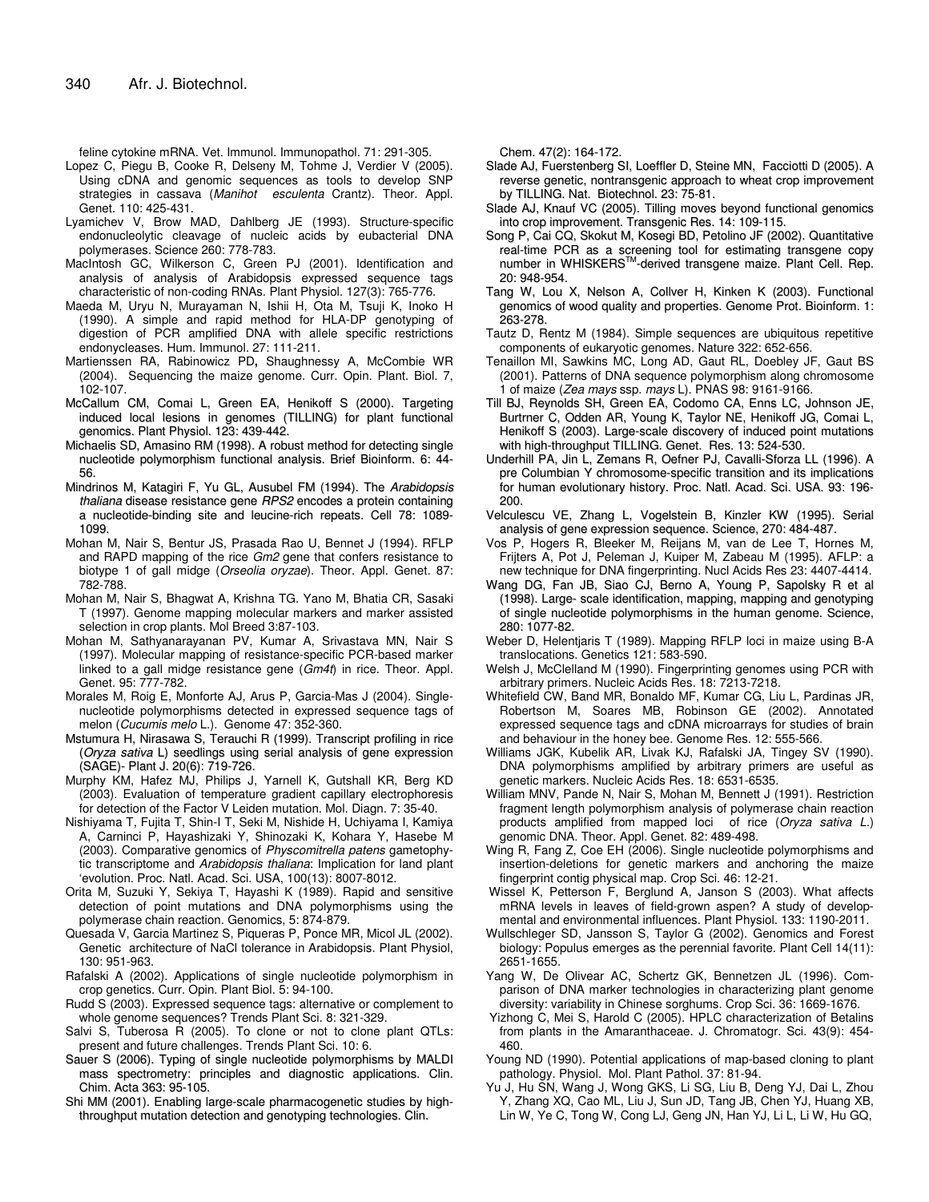feline cytokine mRNA. Vet. Immunol. Immunopathol. 71: 291-305.

Lopez C, Piegu B, Cooke R, Delseny M, Tohme J, Verdier V (2005). Using cDNA and genomic sequences as tools to develop SNP strategies in cassava (*Manihot esculenta* Crantz). Theor. Appl. Genet. 110: 425-431.

Lyamichev V, Brow MAD, Dahlberg JE (1993). Structure-specific endonucleolytic cleavage of nucleic acids by eubacterial DNA polymerases. Science 260: 778-783.

MacIntosh GC, Wilkerson C, Green PJ (2001). Identification and analysis of analysis of Arabidopsis expressed sequence tags characteristic of non-coding RNAs. Plant Physiol. 127(3): 765-776.

Maeda M, Uryu N, Murayaman N, Ishii H, Ota M, Tsuji K, Inoko H (1990). A simple and rapid method for HLA-DP genotyping of digestion of PCR amplified DNA with allele specific restrictions endonycleases. Hum. Immunol. 27: 111-211.

Martienssen RA, Rabinowicz PD, Shaughnessy A, McCombie WR (2004). Sequencing the maize genome. Curr. Opin. Plant. Biol. 7, 102-107.

McCallum CM, Comai L, Green EA, Henikoff S (2000). Targeting induced local lesions in genomes (TILLING) for plant functional genomics. Plant Physiol. 123: 439-442.

Michaelis SD, Amasino RM (1998). A robust method for detecting single nucleotide polymorphism functional analysis. Brief Bioinform. 6: 44-56.

Mindrinos M, Katagiri F, Yu GL, Ausubel FM (1994). The *Arabidopsis thaliana* disease resistance gene *RPS2* encodes a protein containing a nucleotide-binding site and leucine-rich repeats. Cell 78: 1089-1099.

Mohan M, Nair S, Bentur JS, Prasada Rao U, Bennet J (1994). RFLP and RAPD mapping of the rice *Gm2* gene that confers resistance to biotype 1 of gall midge (*Orseolia oryzae*). Theor. Appl. Genet. 87: 782-788.

Mohan M, Nair S, Bhagwat A, Krishna TG. Yano M, Bhatia CR, Sasaki T (1997). Genome mapping molecular markers and marker assisted selection in crop plants. Mol Breed 3:87-103.

Mohan M, Sathyanarayanan PV, Kumar A, Srivastava MN, Nair S (1997). Molecular mapping of resistance-specific PCR-based marker linked to a gall midge resistance gene (*Gm4t*) in rice. Theor. Appl. Genet. 95: 777-782.

Morales M, Roig E, Monforte AJ, Arus P, Garcia-Mas J (2004). Single-nucleotide polymorphisms detected in expressed sequence tags of melon (*Cucumis melo* L.). Genome 47: 352-360.

Mstumura H, Nirasawa S, Terauchi R (1999). Transcript profiling in rice (*Oryza sativa* L) seedlings using serial analysis of gene expression (SAGE)- Plant J. 20(6): 719-726.

Murphy KM, Hafez MJ, Philips J, Yarnell K, Gutshall KR, Berg KD (2003). Evaluation of temperature gradient capillary electrophoresis for detection of the Factor V Leiden mutation. Mol. Diagn. 7: 35-40.

Nishiyama T, Fujita T, Shin-I T, Seki M, Nishide H, Uchiyama I, Kamiya A, Carninci P, Hayashizaki Y, Shinozaki K, Kohara Y, Hasebe M (2003). Comparative genomics of *Physcomitrella patens* gametophytic transcriptome and *Arabidopsis thaliana*: Implication for land plant 'evolution. Proc. Natl. Acad. Sci. USA, 100(13): 8007-8012.

Orita M, Suzuki Y, Sekiya T, Hayashi K (1989). Rapid and sensitive detection of point mutations and DNA polymorphisms using the polymerase chain reaction. Genomics, 5: 874-879.

Quesada V, Garcia Martinez S, Piqueras P, Ponce MR, Micol JL (2002). Genetic architecture of NaCl tolerance in Arabidopsis. Plant Physiol, 130: 951-963.

Rafalski A (2002). Applications of single nucleotide polymorphism in crop genetics. Curr. Opin. Plant Biol. 5: 94-100.

Rudd S (2003). Expressed sequence tags: alternative or complement to whole genome sequences? Trends Plant Sci. 8: 321-329.

Salvi S, Tuberosa R (2005). To clone or not to clone plant QTLs: present and future challenges. Trends Plant Sci. 10: 6.

Sauer S (2006). Typing of single nucleotide polymorphisms by MALDI mass spectrometry: principles and diagnostic applications. Clin. Chim. Acta 363: 95-105.

Shi MM (2001). Enabling large-scale pharmacogenetic studies by high-throughput mutation detection and genotyping technologies. Clin. Chem. 47(2): 164-172.

Slade AJ, Fuerstenberg SI, Loeffler D, Steine MN, Facciotti D (2005). A reverse genetic, nontransgenic approach to wheat crop improvement by TILLING. Nat. Biotechnol. 23: 75-81.

Slade AJ, Knauf VC (2005). Tilling moves beyond functional genomics into crop improvement. Transgenic Res. 14: 109-115.

Song P, Cai CQ, Skokut M, Kosegi BD, Petolino JF (2002). Quantitative real-time PCR as a screening tool for estimating transgene copy number in WHISKERS$^{TM}$-derived transgene maize. Plant Cell. Rep. 20: 948-954.

Tang W, Lou X, Nelson A, Collver H, Kinken K (2003). Functional genomics of wood quality and properties. Genome Prot. Bioinform. 1: 263-278.

Tautz D, Rentz M (1984). Simple sequences are ubiquitous repetitive components of eukaryotic genomes. Nature 322: 652-656.

Tenaillon MI, Sawkins MC, Long AD, Gaut RL, Doebley JF, Gaut BS (2001). Patterns of DNA sequence polymorphism along chromosome 1 of maize (*Zea mays* ssp. *mays* L). PNAS 98: 9161-9166.

Till BJ, Reynolds SH, Green EA, Codomo CA, Enns LC, Johnson JE, Burtrner C, Odden AR, Young K, Taylor NE, Henikoff JG, Comai L, Henikoff S (2003). Large-scale discovery of induced point mutations with high-throughput TILLING. Genet. Res. 13: 524-530.

Underhill PA, Jin L, Zemans R, Oefner PJ, Cavalli-Sforza LL (1996). A pre Columbian Y chromosome-specific transition and its implications for human evolutionary history. Proc. Natl. Acad. Sci. USA. 93: 196-200.

Velculescu VE, Zhang L, Vogelstein B, Kinzler KW (1995). Serial analysis of gene expression sequence. Science, 270: 484-487.

Vos P, Hogers R, Bleeker M, Reijans M, van de Lee T, Hornes M, Frijters A, Pot J, Peleman J, Kuiper M, Zabeau M (1995). AFLP: a new technique for DNA fingerprinting. Nucl Acids Res 23: 4407-4414.

Wang DG, Fan JB, Siao CJ, Berno A, Young P, Sapolsky R et al (1998). Large- scale identification, mapping, mapping and genotyping of single nucleotide polymorphisms in the human genome. Science, 280: 1077-82.

Weber D, Helentjaris T (1989). Mapping RFLP loci in maize using B-A translocations. Genetics 121: 583-590.

Welsh J, McClelland M (1990). Fingerprinting genomes using PCR with arbitrary primers. Nucleic Acids Res. 18: 7213-7218.

Whitefield CW, Band MR, Bonaldo MF, Kumar CG, Liu L, Pardinas JR, Robertson M, Soares MB, Robinson GE (2002). Annotated expressed sequence tags and cDNA microarrays for studies of brain and behaviour in the honey bee. Genome Res. 12: 555-566.

Williams JGK, Kubelik AR, Livak KJ, Rafalski JA, Tingey SV (1990). DNA polymorphisms amplified by arbitrary primers are useful as genetic markers. Nucleic Acids Res. 18: 6531-6535.

William MNV, Pande N, Nair S, Mohan M, Bennett J (1991). Restriction fragment length polymorphism analysis of polymerase chain reaction products amplified from mapped loci of rice (*Oryza sativa L.*) genomic DNA. Theor. Appl. Genet. 82: 489-498.

Wing R, Fang Z, Coe EH (2006). Single nucleotide polymorphisms and insertion-deletions for genetic markers and anchoring the maize fingerprint contig physical map. Crop Sci. 46: 12-21.

Wissel K, Petterson F, Berglund A, Janson S (2003). What affects mRNA levels in leaves of field-grown aspen? A study of developmental and environmental influences. Plant Physiol. 133: 1190-2011.

Wullschleger SD, Jansson S, Taylor G (2002). Genomics and Forest biology: Populus emerges as the perennial favorite. Plant Cell 14(11): 2651-1655.

Yang W, De Olivear AC, Schertz GK, Bennetzen JL (1996). Comparison of DNA marker technologies in characterizing plant genome diversity: variability in Chinese sorghums. Crop Sci. 36: 1669-1676.

Yizhong C, Mei S, Harold C (2005). HPLC characterization of Betalins from plants in the Amaranthaceae. J. Chromatogr. Sci. 43(9): 454-460.

Young ND (1990). Potential applications of map-based cloning to plant pathology. Physiol. Mol. Plant Pathol. 37: 81-94.

Yu J, Hu SN, Wang J, Wong GKS, Li SG, Liu B, Deng YJ, Dai L, Zhou Y, Zhang XQ, Cao ML, Liu J, Sun JD, Tang JB, Chen YJ, Huang XB, Lin W, Ye C, Tong W, Cong LJ, Geng JN, Han YJ, Li L, Li W, Hu GQ,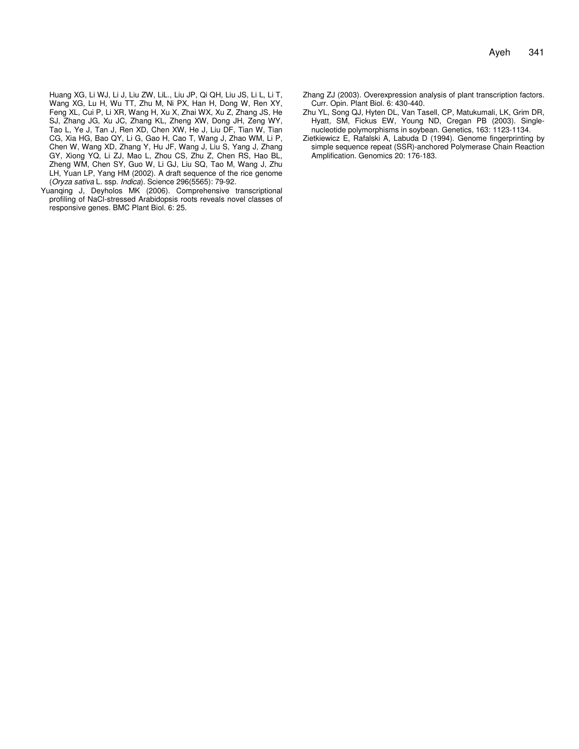Huang XG, Li WJ, Li J, Liu ZW, LiL., Liu JP, Qi QH, Liu JS, Li L, Li T, Wang XG, Lu H, Wu TT, Zhu M, Ni PX, Han H, Dong W, Ren XY, Feng XL, Cui P, Li XR, Wang H, Xu X, Zhai WX, Xu Z, Zhang JS, He SJ, Zhang JG, Xu JC, Zhang KL, Zheng XW, Dong JH, Zeng WY, Tao L, Ye J, Tan J, Ren XD, Chen XW, He J, Liu DF, Tian W, Tian CG, Xia HG, Bao QY, Li G, Gao H, Cao T, Wang J, Zhao WM, Li P, Chen W, Wang XD, Zhang Y, Hu JF, Wang J, Liu S, Yang J, Zhang GY, Xiong YQ, Li ZJ, Mao L, Zhou CS, Zhu Z, Chen RS, Hao BL, Zheng WM, Chen SY, Guo W, Li GJ, Liu SQ, Tao M, Wang J, Zhu LH, Yuan LP, Yang HM (2002). A draft sequence of the rice genome (*Oryza sativa* L. ssp. *Indica*). Science 296(5565): 79-92.

Yuanqing J, Deyholos MK (2006). Comprehensive transcriptional profiling of NaCl-stressed Arabidopsis roots reveals novel classes of responsive genes. BMC Plant Biol. 6: 25.

Zhang ZJ (2003). Overexpression analysis of plant transcription factors. Curr. Opin. Plant Biol. 6: 430-440.

Zhu YL, Song QJ, Hyten DL, Van Tasell, CP, Matukumali, LK, Grim DR, Hyatt, SM, Fickus EW, Young ND, Cregan PB (2003). Single-nucleotide polymorphisms in soybean. Genetics, 163: 1123-1134.

Zietkiewicz E, Rafalski A, Labuda D (1994). Genome fingerprinting by simple sequence repeat (SSR)-anchored Polymerase Chain Reaction Amplification. Genomics 20: 176-183.